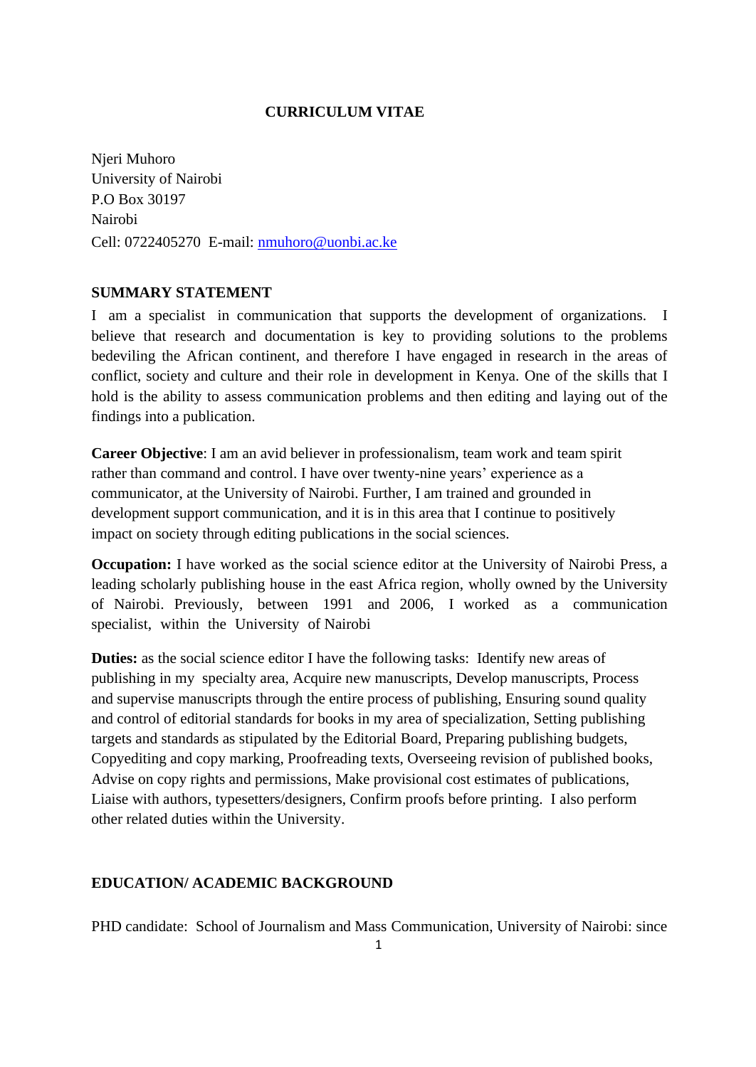# CURRICULUM VITAE

Njeri Muhoro
University of Nairobi
P.O Box 30197
Nairobi
Cell: 0722405270 E-mail: nmuhoro@uonbi.ac.ke

## SUMMARY STATEMENT

I am a specialist in communication that supports the development of organizations. I believe that research and documentation is key to providing solutions to the problems bedeviling the African continent, and therefore I have engaged in research in the areas of conflict, society and culture and their role in development in Kenya. One of the skills that I hold is the ability to assess communication problems and then editing and laying out of the findings into a publication.

**Career Objective**: I am an avid believer in professionalism, team work and team spirit rather than command and control. I have over twenty-nine years' experience as a communicator, at the University of Nairobi. Further, I am trained and grounded in development support communication, and it is in this area that I continue to positively impact on society through editing publications in the social sciences.

**Occupation:** I have worked as the social science editor at the University of Nairobi Press, a leading scholarly publishing house in the east Africa region, wholly owned by the University of Nairobi. Previously, between 1991 and 2006, I worked as a communication specialist, within the University of Nairobi

**Duties:** as the social science editor I have the following tasks: Identify new areas of publishing in my specialty area, Acquire new manuscripts, Develop manuscripts, Process and supervise manuscripts through the entire process of publishing, Ensuring sound quality and control of editorial standards for books in my area of specialization, Setting publishing targets and standards as stipulated by the Editorial Board, Preparing publishing budgets, Copyediting and copy marking, Proofreading texts, Overseeing revision of published books, Advise on copy rights and permissions, Make provisional cost estimates of publications, Liaise with authors, typesetters/designers, Confirm proofs before printing. I also perform other related duties within the University.

## EDUCATION/ ACADEMIC BACKGROUND

PHD candidate: School of Journalism and Mass Communication, University of Nairobi: since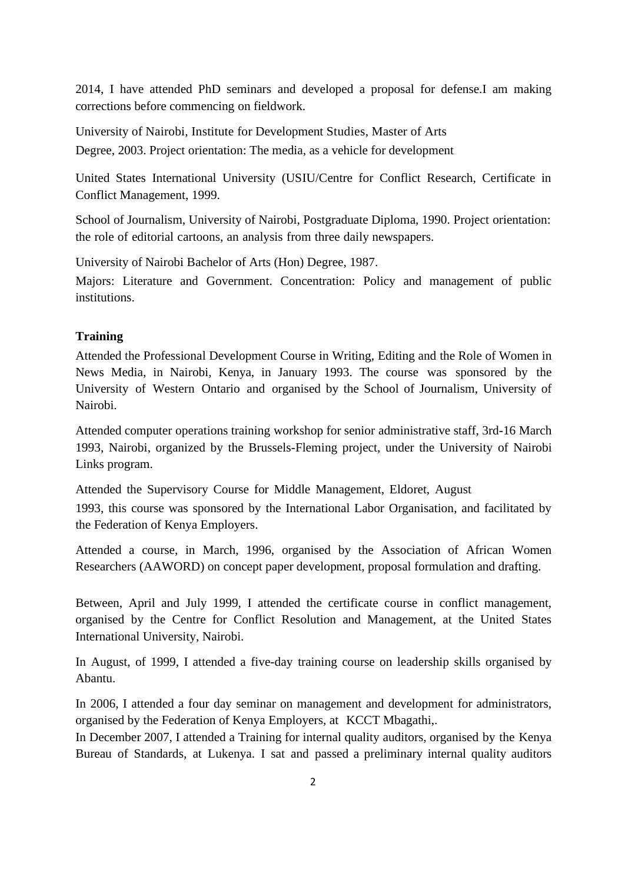2014, I have attended PhD seminars and developed a proposal for defense.I am making corrections before commencing on fieldwork.

University of Nairobi, Institute for Development Studies, Master of Arts Degree, 2003. Project orientation: The media, as a vehicle for development

United States International University (USIU/Centre for Conflict Research, Certificate in Conflict Management, 1999.

School of Journalism, University of Nairobi, Postgraduate Diploma, 1990. Project orientation: the role of editorial cartoons, an analysis from three daily newspapers.

University of Nairobi Bachelor of Arts (Hon) Degree, 1987.

Majors: Literature and Government. Concentration: Policy and management of public institutions.

**Training**

Attended the Professional Development Course in Writing, Editing and the Role of Women in News Media, in Nairobi, Kenya, in January 1993. The course was sponsored by the University of Western Ontario and organised by the School of Journalism, University of Nairobi.

Attended computer operations training workshop for senior administrative staff, 3rd-16 March 1993, Nairobi, organized by the Brussels-Fleming project, under the University of Nairobi Links program.

Attended the Supervisory Course for Middle Management, Eldoret, August 1993, this course was sponsored by the International Labor Organisation, and facilitated by the Federation of Kenya Employers.

Attended a course, in March, 1996, organised by the Association of African Women Researchers (AAWORD) on concept paper development, proposal formulation and drafting.

Between, April and July 1999, I attended the certificate course in conflict management, organised by the Centre for Conflict Resolution and Management, at the United States International University, Nairobi.

In August, of 1999, I attended a five-day training course on leadership skills organised by Abantu.

In 2006, I attended a four day seminar on management and development for administrators, organised by the Federation of Kenya Employers, at KCCT Mbagathi,.

In December 2007, I attended a Training for internal quality auditors, organised by the Kenya Bureau of Standards, at Lukenya. I sat and passed a preliminary internal quality auditors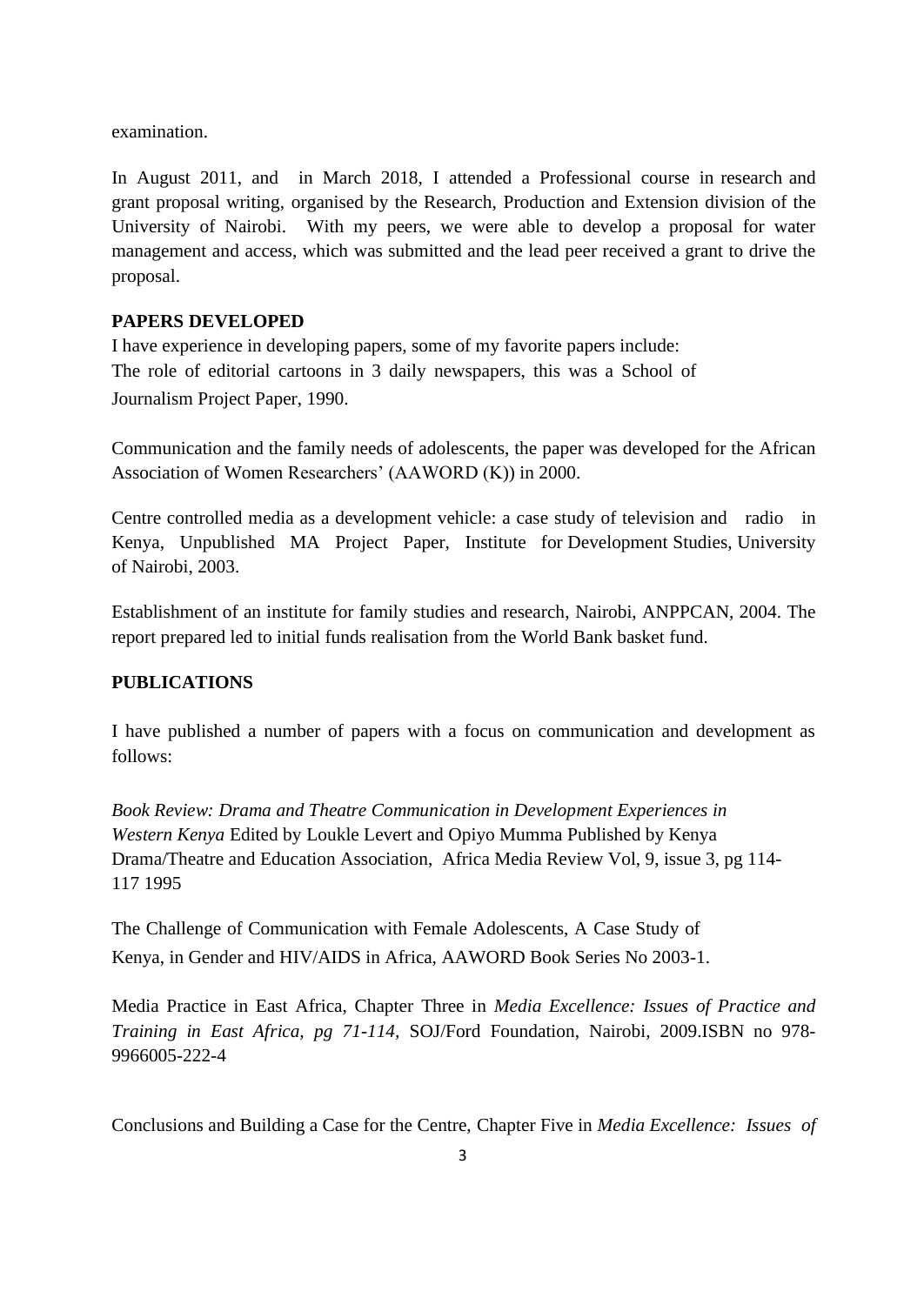examination.

In August 2011, and in March 2018, I attended a Professional course in research and grant proposal writing, organised by the Research, Production and Extension division of the University of Nairobi. With my peers, we were able to develop a proposal for water management and access, which was submitted and the lead peer received a grant to drive the proposal.

**PAPERS DEVELOPED**

I have experience in developing papers, some of my favorite papers include:
The role of editorial cartoons in 3 daily newspapers, this was a School of Journalism Project Paper, 1990.

Communication and the family needs of adolescents, the paper was developed for the African Association of Women Researchers' (AAWORD (K)) in 2000.

Centre controlled media as a development vehicle: a case study of television and radio in Kenya, Unpublished MA Project Paper, Institute for Development Studies, University of Nairobi, 2003.

Establishment of an institute for family studies and research, Nairobi, ANPPCAN, 2004. The report prepared led to initial funds realisation from the World Bank basket fund.

**PUBLICATIONS**

I have published a number of papers with a focus on communication and development as follows:

*Book Review: Drama and Theatre Communication in Development Experiences in Western Kenya* Edited by Loukle Levert and Opiyo Mumma Published by Kenya Drama/Theatre and Education Association, Africa Media Review Vol, 9, issue 3, pg 114-117 1995

The Challenge of Communication with Female Adolescents, A Case Study of Kenya, in Gender and HIV/AIDS in Africa, AAWORD Book Series No 2003-1.

Media Practice in East Africa, Chapter Three in *Media Excellence: Issues of Practice and Training in East Africa, pg 71-114,* SOJ/Ford Foundation, Nairobi, 2009.ISBN no 978-9966005-222-4

Conclusions and Building a Case for the Centre, Chapter Five in *Media Excellence: Issues of*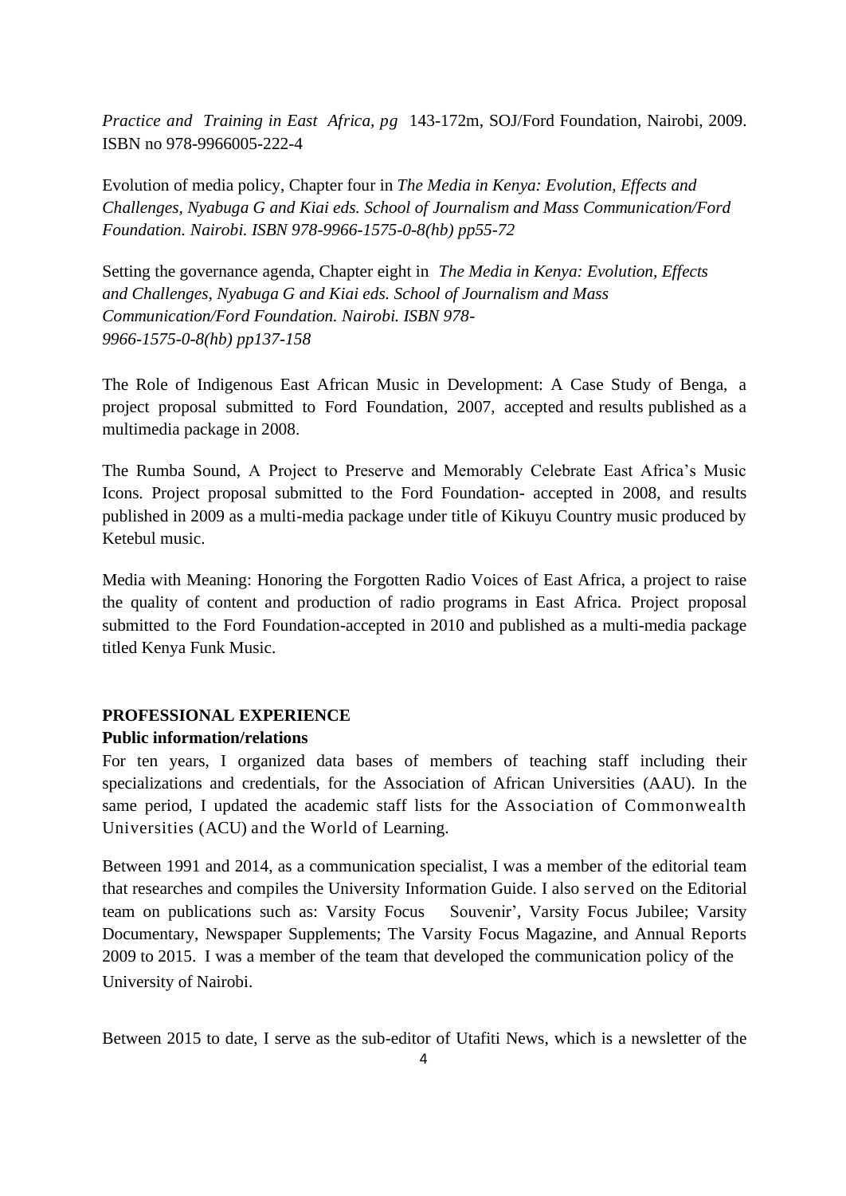*Practice and Training in East Africa, pg* 143-172m, SOJ/Ford Foundation, Nairobi, 2009. ISBN no 978-9966005-222-4

Evolution of media policy, Chapter four in *The Media in Kenya: Evolution, Effects and Challenges, Nyabuga G and Kiai eds. School of Journalism and Mass Communication/Ford Foundation. Nairobi. ISBN 978-9966-1575-0-8(hb) pp55-72*

Setting the governance agenda, Chapter eight in *The Media in Kenya: Evolution, Effects and Challenges, Nyabuga G and Kiai eds. School of Journalism and Mass Communication/Ford Foundation. Nairobi. ISBN 978-9966-1575-0-8(hb) pp137-158*

The Role of Indigenous East African Music in Development: A Case Study of Benga, a project proposal submitted to Ford Foundation, 2007, accepted and results published as a multimedia package in 2008.

The Rumba Sound, A Project to Preserve and Memorably Celebrate East Africa's Music Icons. Project proposal submitted to the Ford Foundation- accepted in 2008, and results published in 2009 as a multi-media package under title of Kikuyu Country music produced by Ketebul music.

Media with Meaning: Honoring the Forgotten Radio Voices of East Africa, a project to raise the quality of content and production of radio programs in East Africa. Project proposal submitted to the Ford Foundation-accepted in 2010 and published as a multi-media package titled Kenya Funk Music.

## PROFESSIONAL EXPERIENCE

### Public information/relations

For ten years, I organized data bases of members of teaching staff including their specializations and credentials, for the Association of African Universities (AAU). In the same period, I updated the academic staff lists for the Association of Commonwealth Universities (ACU) and the World of Learning.

Between 1991 and 2014, as a communication specialist, I was a member of the editorial team that researches and compiles the University Information Guide. I also served on the Editorial team on publications such as: Varsity Focus Souvenir', Varsity Focus Jubilee; Varsity Documentary, Newspaper Supplements; The Varsity Focus Magazine, and Annual Reports 2009 to 2015. I was a member of the team that developed the communication policy of the University of Nairobi.

Between 2015 to date, I serve as the sub-editor of Utafiti News, which is a newsletter of the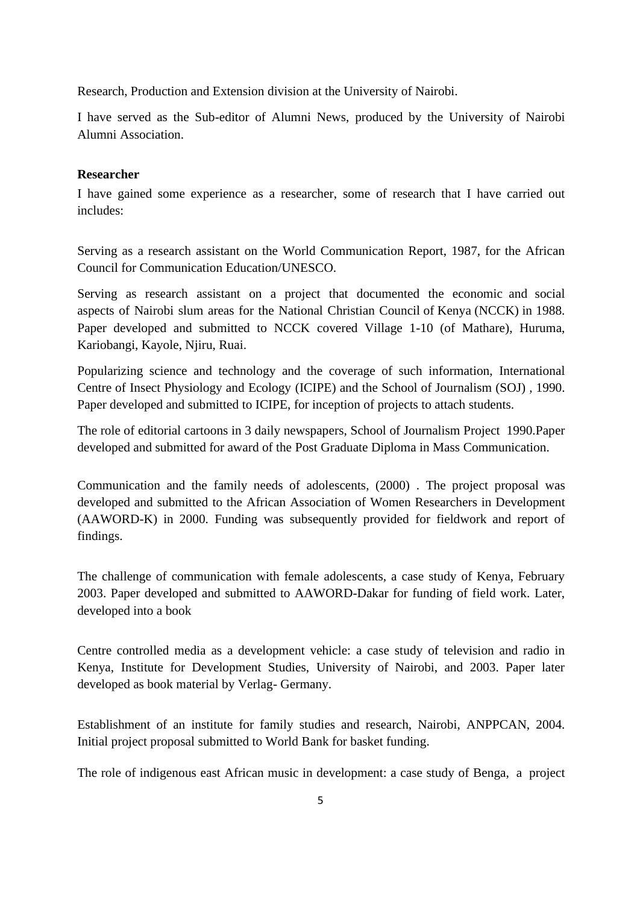Research, Production and Extension division at the University of Nairobi.

I have served as the Sub-editor of Alumni News, produced by the University of Nairobi Alumni Association.

**Researcher**

I have gained some experience as a researcher, some of research that I have carried out includes:

Serving as a research assistant on the World Communication Report, 1987, for the African Council for Communication Education/UNESCO.

Serving as research assistant on a project that documented the economic and social aspects of Nairobi slum areas for the National Christian Council of Kenya (NCCK) in 1988. Paper developed and submitted to NCCK covered Village 1-10 (of Mathare), Huruma, Kariobangi, Kayole, Njiru, Ruai.

Popularizing science and technology and the coverage of such information, International Centre of Insect Physiology and Ecology (ICIPE) and the School of Journalism (SOJ) , 1990. Paper developed and submitted to ICIPE, for inception of projects to attach students.

The role of editorial cartoons in 3 daily newspapers, School of Journalism Project 1990.Paper developed and submitted for award of the Post Graduate Diploma in Mass Communication.

Communication and the family needs of adolescents, (2000) . The project proposal was developed and submitted to the African Association of Women Researchers in Development (AAWORD-K) in 2000. Funding was subsequently provided for fieldwork and report of findings.

The challenge of communication with female adolescents, a case study of Kenya, February 2003. Paper developed and submitted to AAWORD-Dakar for funding of field work. Later, developed into a book

Centre controlled media as a development vehicle: a case study of television and radio in Kenya, Institute for Development Studies, University of Nairobi, and 2003. Paper later developed as book material by Verlag- Germany.

Establishment of an institute for family studies and research, Nairobi, ANPPCAN, 2004. Initial project proposal submitted to World Bank for basket funding.

The role of indigenous east African music in development: a case study of Benga, a project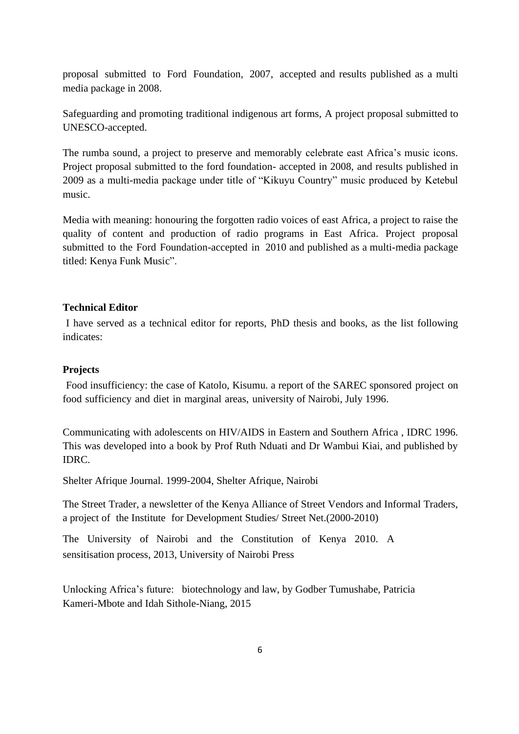proposal submitted to Ford Foundation, 2007, accepted and results published as a multi media package in 2008.

Safeguarding and promoting traditional indigenous art forms, A project proposal submitted to UNESCO-accepted.

The rumba sound, a project to preserve and memorably celebrate east Africa's music icons. Project proposal submitted to the ford foundation- accepted in 2008, and results published in 2009 as a multi-media package under title of "Kikuyu Country" music produced by Ketebul music.

Media with meaning: honouring the forgotten radio voices of east Africa, a project to raise the quality of content and production of radio programs in East Africa. Project proposal submitted to the Ford Foundation-accepted in 2010 and published as a multi-media package titled: Kenya Funk Music".

**Technical Editor**

I have served as a technical editor for reports, PhD thesis and books, as the list following indicates:

**Projects**

Food insufficiency: the case of Katolo, Kisumu. a report of the SAREC sponsored project on food sufficiency and diet in marginal areas, university of Nairobi, July 1996.

Communicating with adolescents on HIV/AIDS in Eastern and Southern Africa , IDRC 1996. This was developed into a book by Prof Ruth Nduati and Dr Wambui Kiai, and published by IDRC.

Shelter Afrique Journal. 1999-2004, Shelter Afrique, Nairobi

The Street Trader, a newsletter of the Kenya Alliance of Street Vendors and Informal Traders, a project of the Institute for Development Studies/ Street Net.(2000-2010)

The University of Nairobi and the Constitution of Kenya 2010. A sensitisation process, 2013, University of Nairobi Press

Unlocking Africa's future: biotechnology and law, by Godber Tumushabe, Patricia Kameri-Mbote and Idah Sithole-Niang, 2015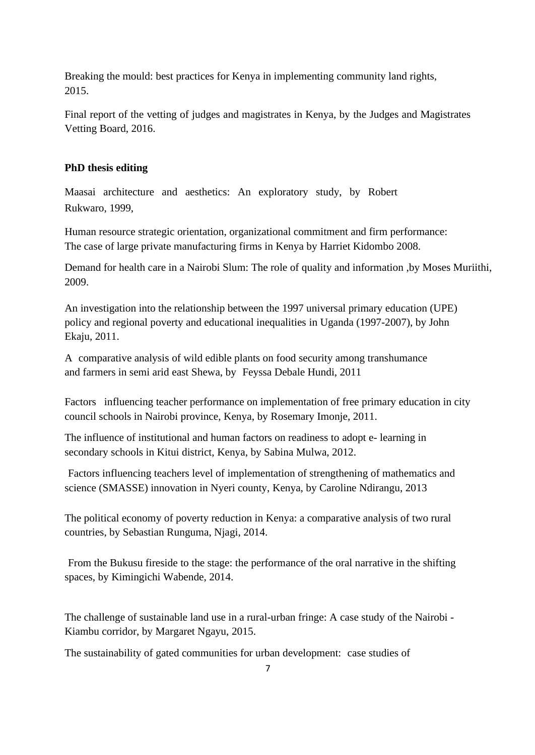Breaking the mould: best practices for Kenya in implementing community land rights, 2015.

Final report of the vetting of judges and magistrates in Kenya, by the Judges and Magistrates Vetting Board, 2016.

**PhD thesis editing**

Maasai architecture and aesthetics: An exploratory study, by Robert Rukwaro, 1999,

Human resource strategic orientation, organizational commitment and firm performance: The case of large private manufacturing firms in Kenya by Harriet Kidombo 2008.

Demand for health care in a Nairobi Slum: The role of quality and information ,by Moses Muriithi, 2009.

An investigation into the relationship between the 1997 universal primary education (UPE) policy and regional poverty and educational inequalities in Uganda (1997-2007), by John Ekaju, 2011.

A comparative analysis of wild edible plants on food security among transhumance and farmers in semi arid east Shewa, by Feyssa Debale Hundi, 2011

Factors influencing teacher performance on implementation of free primary education in city council schools in Nairobi province, Kenya, by Rosemary Imonje, 2011.

The influence of institutional and human factors on readiness to adopt e- learning in secondary schools in Kitui district, Kenya, by Sabina Mulwa, 2012.

Factors influencing teachers level of implementation of strengthening of mathematics and science (SMASSE) innovation in Nyeri county, Kenya, by Caroline Ndirangu, 2013

The political economy of poverty reduction in Kenya: a comparative analysis of two rural countries, by Sebastian Runguma, Njagi, 2014.

From the Bukusu fireside to the stage: the performance of the oral narrative in the shifting spaces, by Kimingichi Wabende, 2014.

The challenge of sustainable land use in a rural-urban fringe: A case study of the Nairobi - Kiambu corridor, by Margaret Ngayu, 2015.

The sustainability of gated communities for urban development: case studies of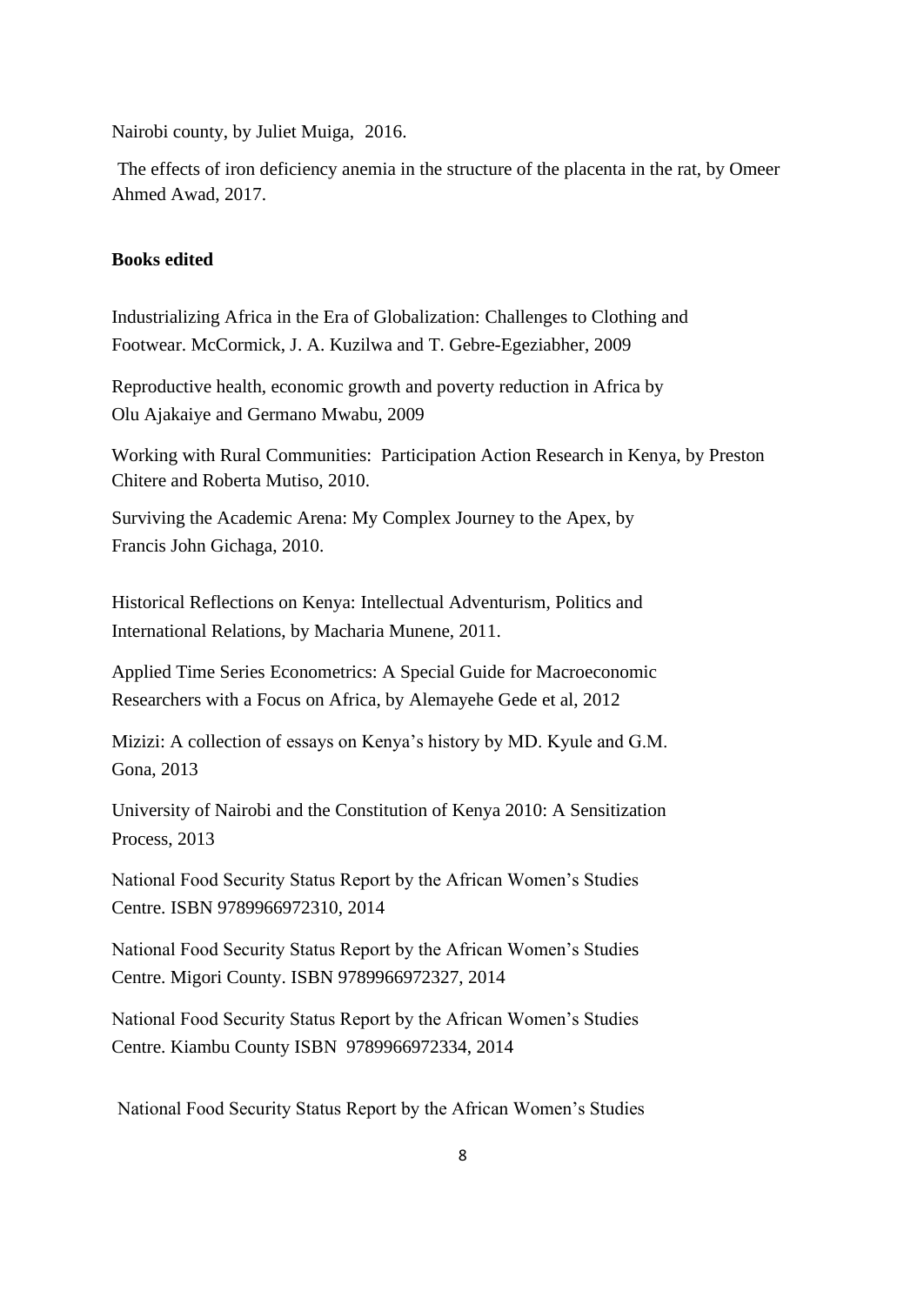Nairobi county, by Juliet Muiga, 2016.

The effects of iron deficiency anemia in the structure of the placenta in the rat, by Omeer Ahmed Awad, 2017.

**Books edited**

Industrializing Africa in the Era of Globalization: Challenges to Clothing and Footwear. McCormick, J. A. Kuzilwa and T. Gebre-Egeziabher, 2009

Reproductive health, economic growth and poverty reduction in Africa by Olu Ajakaiye and Germano Mwabu, 2009

Working with Rural Communities: Participation Action Research in Kenya, by Preston Chitere and Roberta Mutiso, 2010.

Surviving the Academic Arena: My Complex Journey to the Apex, by Francis John Gichaga, 2010.

Historical Reflections on Kenya: Intellectual Adventurism, Politics and International Relations, by Macharia Munene, 2011.

Applied Time Series Econometrics: A Special Guide for Macroeconomic Researchers with a Focus on Africa, by Alemayehe Gede et al, 2012

Mizizi: A collection of essays on Kenya's history by MD. Kyule and G.M. Gona, 2013

University of Nairobi and the Constitution of Kenya 2010: A Sensitization Process, 2013

National Food Security Status Report by the African Women's Studies Centre. ISBN 9789966972310, 2014

National Food Security Status Report by the African Women's Studies Centre. Migori County. ISBN 9789966972327, 2014

National Food Security Status Report by the African Women's Studies Centre. Kiambu County ISBN 9789966972334, 2014

National Food Security Status Report by the African Women's Studies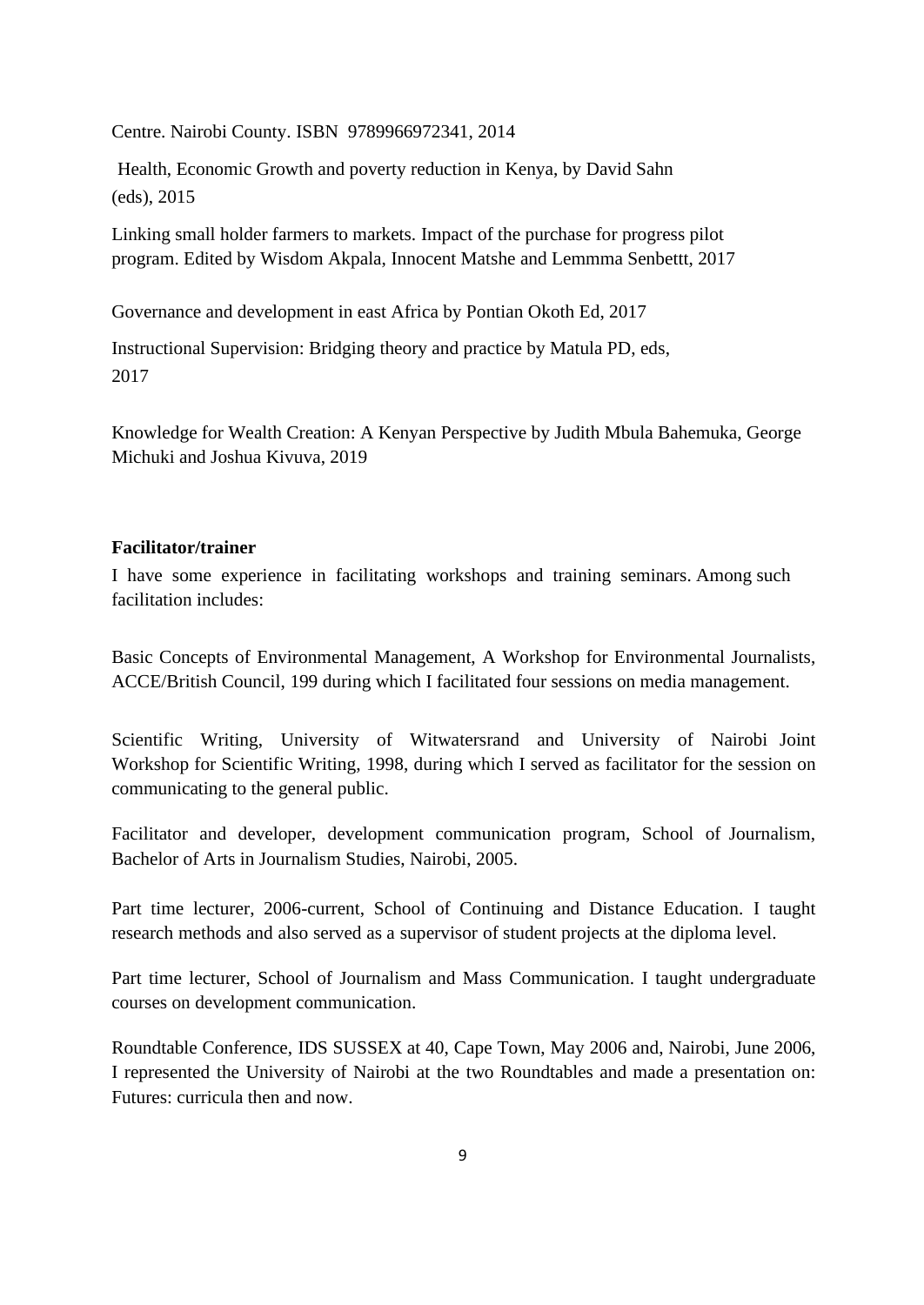Centre. Nairobi County. ISBN 9789966972341, 2014

Health, Economic Growth and poverty reduction in Kenya, by David Sahn (eds), 2015

Linking small holder farmers to markets. Impact of the purchase for progress pilot program. Edited by Wisdom Akpala, Innocent Matshe and Lemmma Senbettt, 2017

Governance and development in east Africa by Pontian Okoth Ed, 2017

Instructional Supervision: Bridging theory and practice by Matula PD, eds, 2017

Knowledge for Wealth Creation: A Kenyan Perspective by Judith Mbula Bahemuka, George Michuki and Joshua Kivuva, 2019

**Facilitator/trainer**

I have some experience in facilitating workshops and training seminars. Among such facilitation includes:

Basic Concepts of Environmental Management, A Workshop for Environmental Journalists, ACCE/British Council, 199 during which I facilitated four sessions on media management.

Scientific Writing, University of Witwatersrand and University of Nairobi Joint Workshop for Scientific Writing, 1998, during which I served as facilitator for the session on communicating to the general public.

Facilitator and developer, development communication program, School of Journalism, Bachelor of Arts in Journalism Studies, Nairobi, 2005.

Part time lecturer, 2006-current, School of Continuing and Distance Education. I taught research methods and also served as a supervisor of student projects at the diploma level.

Part time lecturer, School of Journalism and Mass Communication. I taught undergraduate courses on development communication.

Roundtable Conference, IDS SUSSEX at 40, Cape Town, May 2006 and, Nairobi, June 2006, I represented the University of Nairobi at the two Roundtables and made a presentation on: Futures: curricula then and now.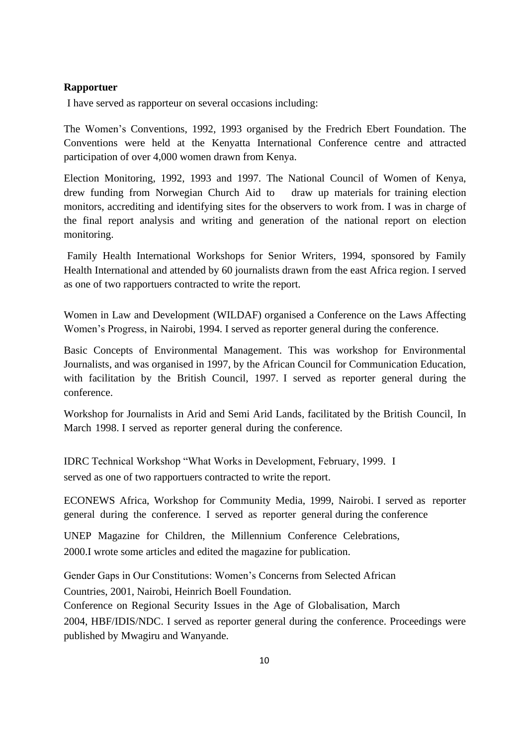**Rapportuer**

I have served as rapporteur on several occasions including:

The Women's Conventions, 1992, 1993 organised by the Fredrich Ebert Foundation. The Conventions were held at the Kenyatta International Conference centre and attracted participation of over 4,000 women drawn from Kenya.

Election Monitoring, 1992, 1993 and 1997. The National Council of Women of Kenya, drew funding from Norwegian Church Aid to draw up materials for training election monitors, accrediting and identifying sites for the observers to work from. I was in charge of the final report analysis and writing and generation of the national report on election monitoring.

Family Health International Workshops for Senior Writers, 1994, sponsored by Family Health International and attended by 60 journalists drawn from the east Africa region. I served as one of two rapportuers contracted to write the report.

Women in Law and Development (WILDAF) organised a Conference on the Laws Affecting Women's Progress, in Nairobi, 1994. I served as reporter general during the conference.

Basic Concepts of Environmental Management. This was workshop for Environmental Journalists, and was organised in 1997, by the African Council for Communication Education, with facilitation by the British Council, 1997. I served as reporter general during the conference.

Workshop for Journalists in Arid and Semi Arid Lands, facilitated by the British Council, In March 1998. I served as reporter general during the conference.

IDRC Technical Workshop "What Works in Development, February, 1999. I served as one of two rapportuers contracted to write the report.

ECONEWS Africa, Workshop for Community Media, 1999, Nairobi. I served as reporter general during the conference. I served as reporter general during the conference

UNEP Magazine for Children, the Millennium Conference Celebrations, 2000.I wrote some articles and edited the magazine for publication.

Gender Gaps in Our Constitutions: Women's Concerns from Selected African Countries, 2001, Nairobi, Heinrich Boell Foundation.

Conference on Regional Security Issues in the Age of Globalisation, March 2004, HBF/IDIS/NDC. I served as reporter general during the conference. Proceedings were published by Mwagiru and Wanyande.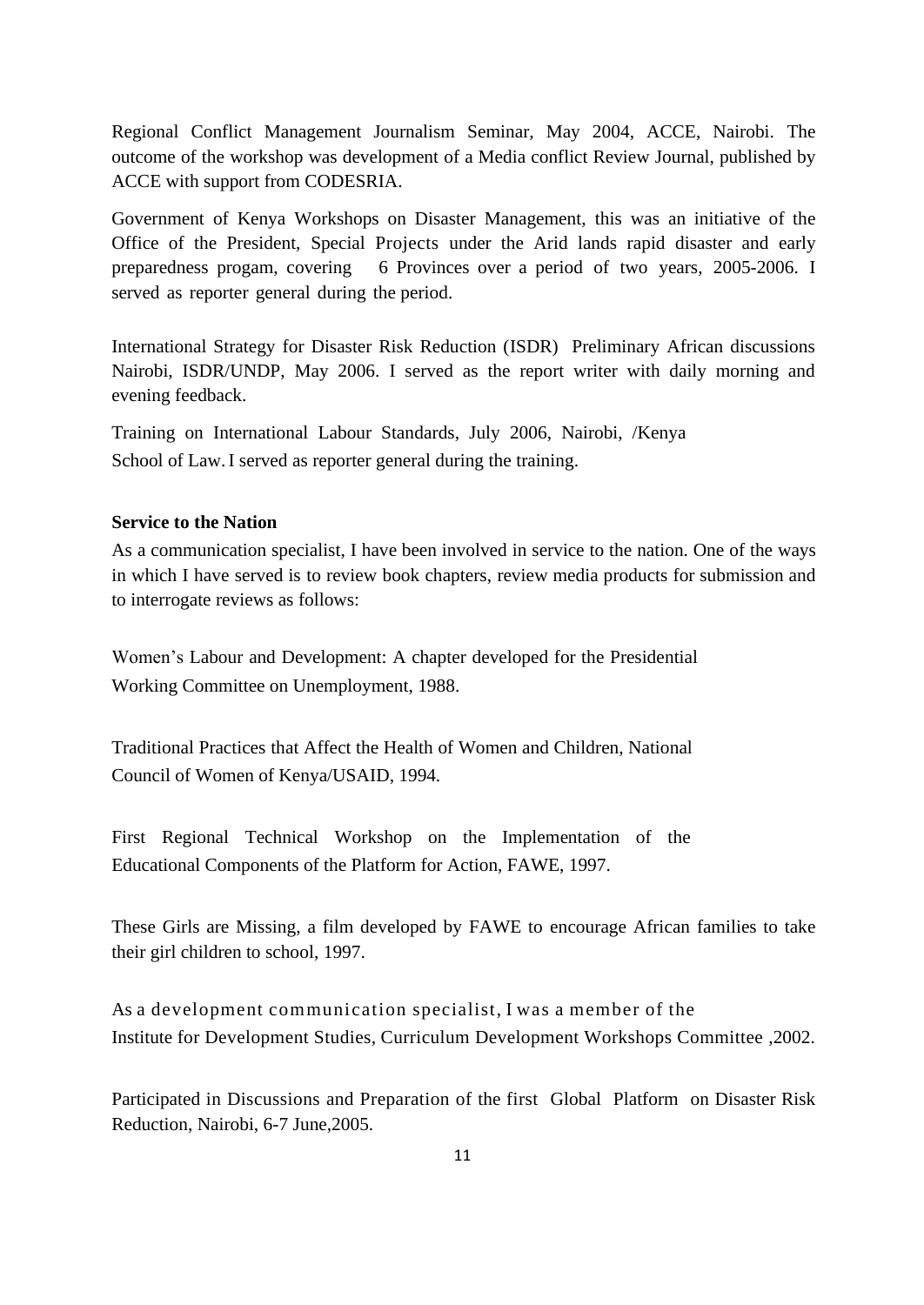Regional Conflict Management Journalism Seminar, May 2004, ACCE, Nairobi. The outcome of the workshop was development of a Media conflict Review Journal, published by ACCE with support from CODESRIA.

Government of Kenya Workshops on Disaster Management, this was an initiative of the Office of the President, Special Projects under the Arid lands rapid disaster and early preparedness progam, covering 6 Provinces over a period of two years, 2005-2006. I served as reporter general during the period.

International Strategy for Disaster Risk Reduction (ISDR) Preliminary African discussions Nairobi, ISDR/UNDP, May 2006. I served as the report writer with daily morning and evening feedback.

Training on International Labour Standards, July 2006, Nairobi, /Kenya School of Law. I served as reporter general during the training.

**Service to the Nation**

As a communication specialist, I have been involved in service to the nation. One of the ways in which I have served is to review book chapters, review media products for submission and to interrogate reviews as follows:

Women's Labour and Development: A chapter developed for the Presidential Working Committee on Unemployment, 1988.

Traditional Practices that Affect the Health of Women and Children, National Council of Women of Kenya/USAID, 1994.

First Regional Technical Workshop on the Implementation of the Educational Components of the Platform for Action, FAWE, 1997.

These Girls are Missing, a film developed by FAWE to encourage African families to take their girl children to school, 1997.

As a development communication specialist, I was a member of the Institute for Development Studies, Curriculum Development Workshops Committee ,2002.

Participated in Discussions and Preparation of the first Global Platform on Disaster Risk Reduction, Nairobi, 6-7 June,2005.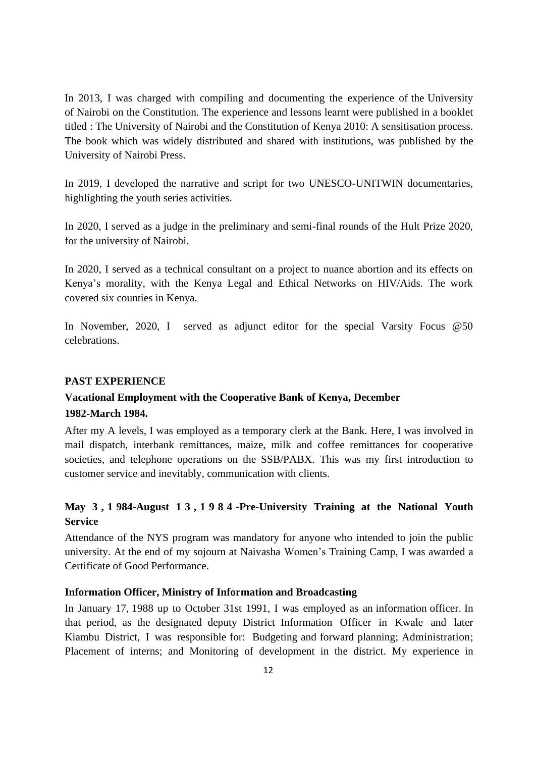In 2013, I was charged with compiling and documenting the experience of the University of Nairobi on the Constitution. The experience and lessons learnt were published in a booklet titled : The University of Nairobi and the Constitution of Kenya 2010: A sensitisation process. The book which was widely distributed and shared with institutions, was published by the University of Nairobi Press.

In 2019, I developed the narrative and script for two UNESCO-UNITWIN documentaries, highlighting the youth series activities.

In 2020, I served as a judge in the preliminary and semi-final rounds of the Hult Prize 2020, for the university of Nairobi.

In 2020, I served as a technical consultant on a project to nuance abortion and its effects on Kenya's morality, with the Kenya Legal and Ethical Networks on HIV/Aids. The work covered six counties in Kenya.

In November, 2020, I served as adjunct editor for the special Varsity Focus @50 celebrations.

**PAST EXPERIENCE**

**Vacational Employment with the Cooperative Bank of Kenya, December 1982-March 1984.**

After my A levels, I was employed as a temporary clerk at the Bank. Here, I was involved in mail dispatch, interbank remittances, maize, milk and coffee remittances for cooperative societies, and telephone operations on the SSB/PABX. This was my first introduction to customer service and inevitably, communication with clients.

**May 3, 1984-August 13, 1984 -Pre-University Training at the National Youth Service**

Attendance of the NYS program was mandatory for anyone who intended to join the public university. At the end of my sojourn at Naivasha Women's Training Camp, I was awarded a Certificate of Good Performance.

**Information Officer, Ministry of Information and Broadcasting**

In January 17, 1988 up to October 31st 1991, I was employed as an information officer. In that period, as the designated deputy District Information Officer in Kwale and later Kiambu District, I was responsible for: Budgeting and forward planning; Administration; Placement of interns; and Monitoring of development in the district. My experience in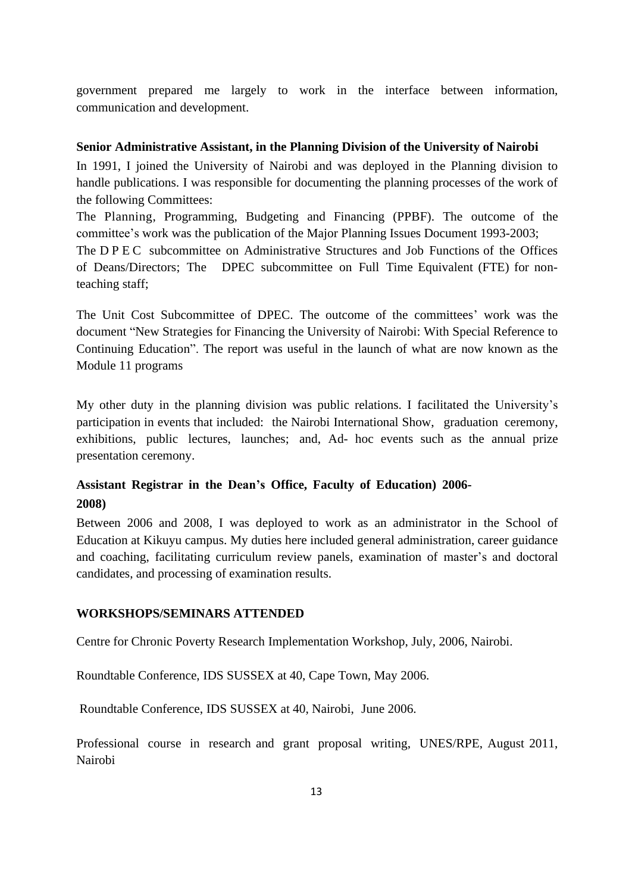government prepared me largely to work in the interface between information, communication and development.

**Senior Administrative Assistant, in the Planning Division of the University of Nairobi**

In 1991, I joined the University of Nairobi and was deployed in the Planning division to handle publications. I was responsible for documenting the planning processes of the work of the following Committees:

The Planning, Programming, Budgeting and Financing (PPBF). The outcome of the committee's work was the publication of the Major Planning Issues Document 1993-2003;

The D P E C subcommittee on Administrative Structures and Job Functions of the Offices of Deans/Directors; The DPEC subcommittee on Full Time Equivalent (FTE) for non-teaching staff;

The Unit Cost Subcommittee of DPEC. The outcome of the committees' work was the document "New Strategies for Financing the University of Nairobi: With Special Reference to Continuing Education". The report was useful in the launch of what are now known as the Module 11 programs

My other duty in the planning division was public relations. I facilitated the University's participation in events that included: the Nairobi International Show, graduation ceremony, exhibitions, public lectures, launches; and, Ad- hoc events such as the annual prize presentation ceremony.

**Assistant Registrar in the Dean's Office, Faculty of Education) 2006-2008)**

Between 2006 and 2008, I was deployed to work as an administrator in the School of Education at Kikuyu campus. My duties here included general administration, career guidance and coaching, facilitating curriculum review panels, examination of master's and doctoral candidates, and processing of examination results.

**WORKSHOPS/SEMINARS ATTENDED**

Centre for Chronic Poverty Research Implementation Workshop, July, 2006, Nairobi.

Roundtable Conference, IDS SUSSEX at 40, Cape Town, May 2006.

Roundtable Conference, IDS SUSSEX at 40, Nairobi, June 2006.

Professional course in research and grant proposal writing, UNES/RPE, August 2011, Nairobi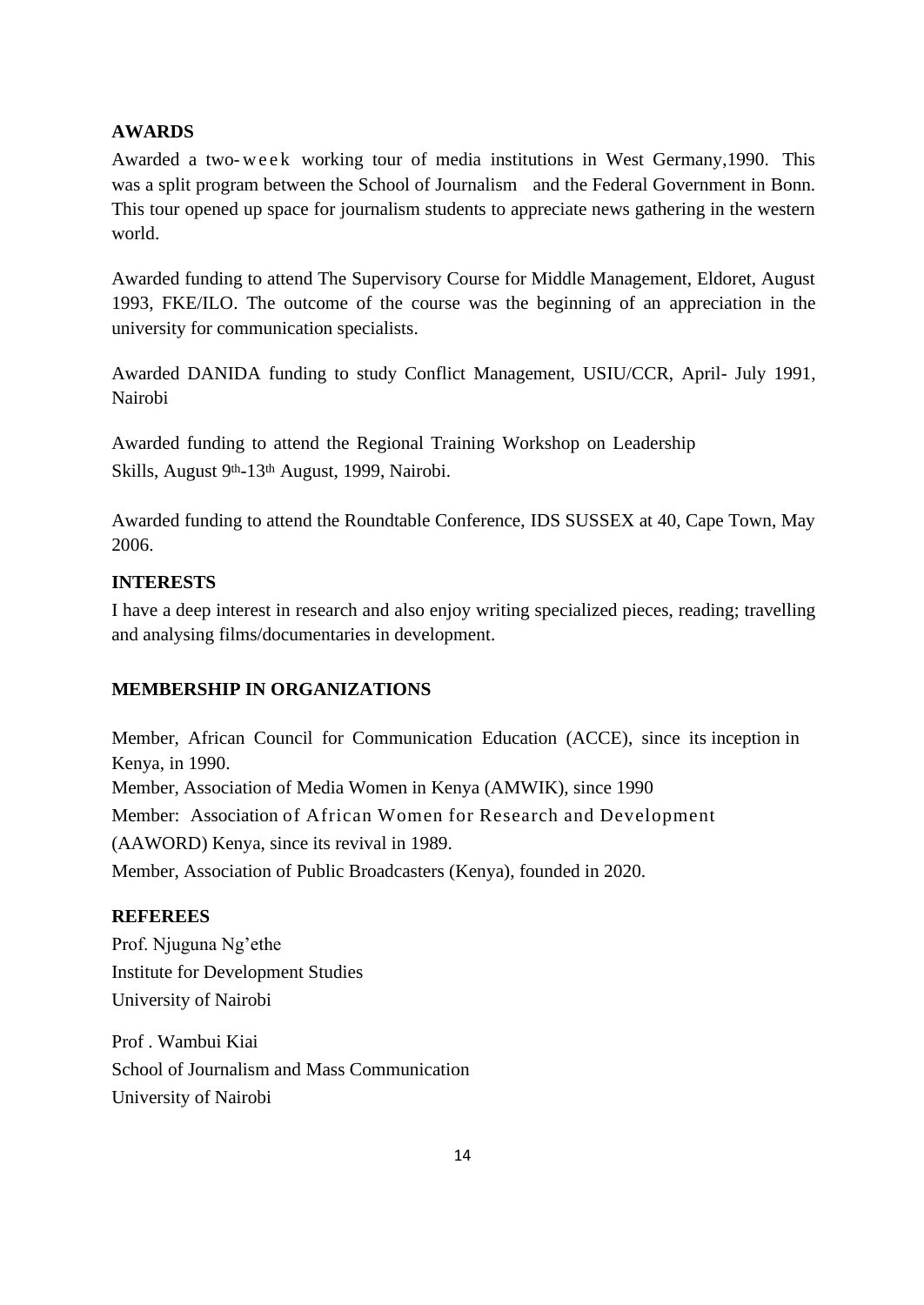## AWARDS

Awarded a two-week working tour of media institutions in West Germany,1990. This was a split program between the School of Journalism and the Federal Government in Bonn. This tour opened up space for journalism students to appreciate news gathering in the western world.

Awarded funding to attend The Supervisory Course for Middle Management, Eldoret, August 1993, FKE/ILO. The outcome of the course was the beginning of an appreciation in the university for communication specialists.

Awarded DANIDA funding to study Conflict Management, USIU/CCR, April- July 1991, Nairobi

Awarded funding to attend the Regional Training Workshop on Leadership Skills, August 9th-13th August, 1999, Nairobi.

Awarded funding to attend the Roundtable Conference, IDS SUSSEX at 40, Cape Town, May 2006.

## INTERESTS

I have a deep interest in research and also enjoy writing specialized pieces, reading; travelling and analysing films/documentaries in development.

## MEMBERSHIP IN ORGANIZATIONS

Member, African Council for Communication Education (ACCE), since its inception in Kenya, in 1990.

Member, Association of Media Women in Kenya (AMWIK), since 1990

Member: Association of African Women for Research and Development (AAWORD) Kenya, since its revival in 1989.

Member, Association of Public Broadcasters (Kenya), founded in 2020.

## REFEREES

Prof. Njuguna Ng'ethe
Institute for Development Studies
University of Nairobi

Prof . Wambui Kiai
School of Journalism and Mass Communication
University of Nairobi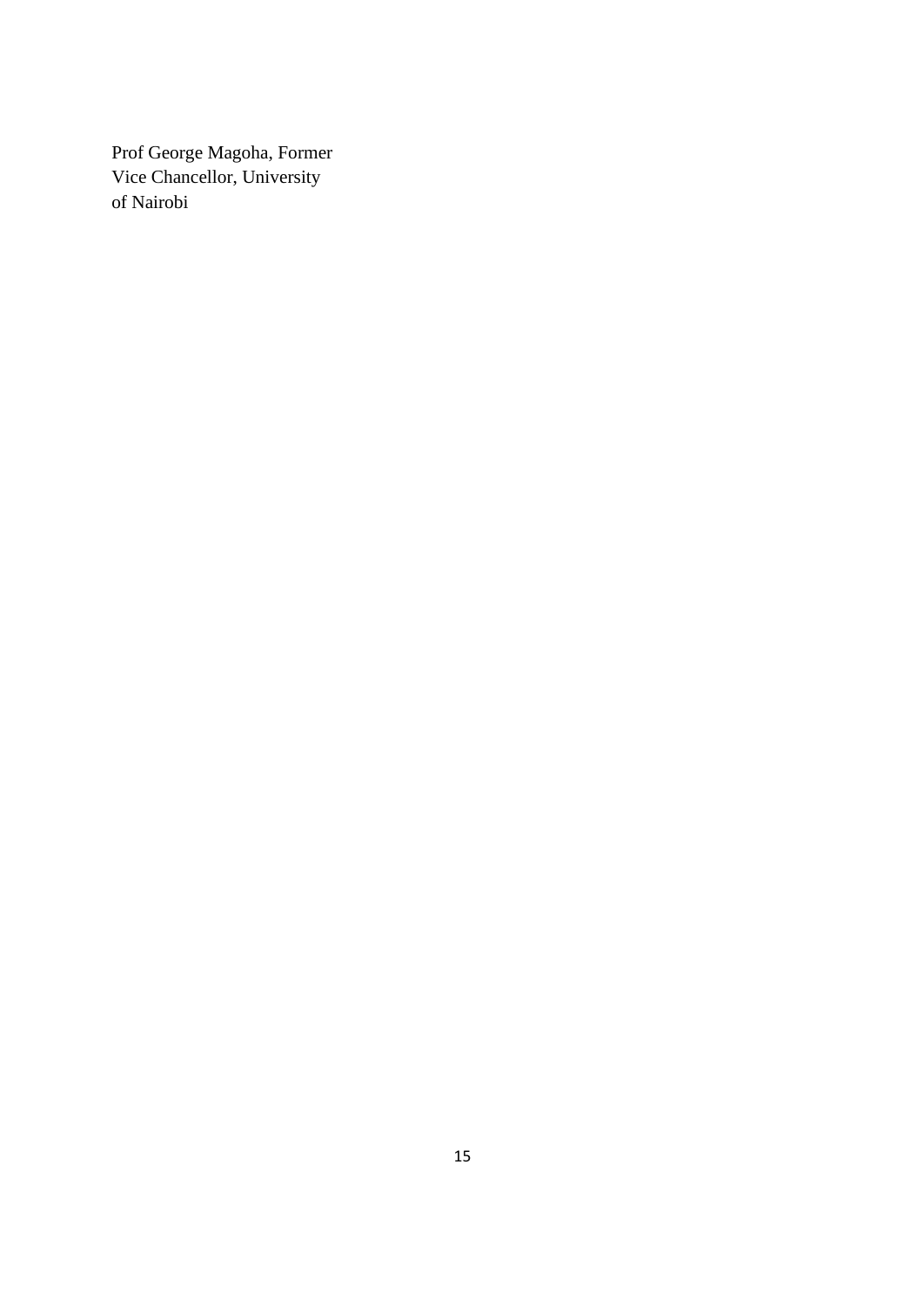Prof George Magoha, Former
Vice Chancellor, University
of Nairobi